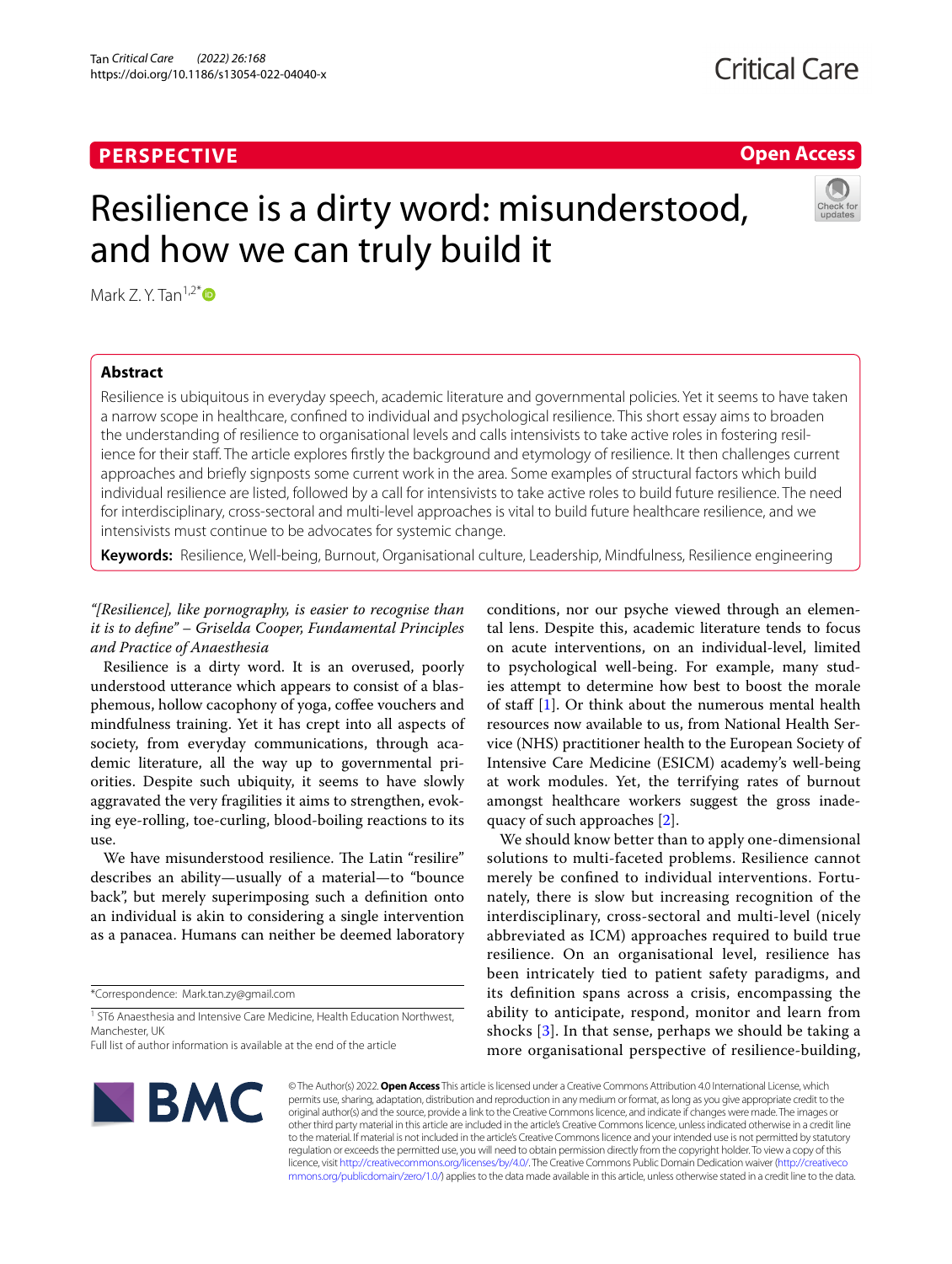PERSPECTIVE

Open Access

# Resilience is a dirty word: misunderstood, and how we can truly build it

Mark Z. Y. Tan[1,2*]

## Abstract

Resilience is ubiquitous in everyday speech, academic literature and governmental policies. Yet it seems to have taken a narrow scope in healthcare, confined to individual and psychological resilience. This short essay aims to broaden the understanding of resilience to organisational levels and calls intensivists to take active roles in fostering resilience for their staff. The article explores firstly the background and etymology of resilience. It then challenges current approaches and briefly signposts some current work in the area. Some examples of structural factors which build individual resilience are listed, followed by a call for intensivists to take active roles to build future resilience. The need for interdisciplinary, cross-sectoral and multi-level approaches is vital to build future healthcare resilience, and we intensivists must continue to be advocates for systemic change.

**Keywords:** Resilience, Well-being, Burnout, Organisational culture, Leadership, Mindfulness, Resilience engineering

*"[Resilience], like pornography, is easier to recognise than it is to define" – Griselda Cooper, Fundamental Principles and Practice of Anaesthesia*

Resilience is a dirty word. It is an overused, poorly understood utterance which appears to consist of a blasphemous, hollow cacophony of yoga, coffee vouchers and mindfulness training. Yet it has crept into all aspects of society, from everyday communications, through academic literature, all the way up to governmental priorities. Despite such ubiquity, it seems to have slowly aggravated the very fragilities it aims to strengthen, evoking eye-rolling, toe-curling, blood-boiling reactions to its use.

We have misunderstood resilience. The Latin "resilire" describes an ability—usually of a material—to "bounce back", but merely superimposing such a definition onto an individual is akin to considering a single intervention as a panacea. Humans can neither be deemed laboratory conditions, nor our psyche viewed through an elemental lens. Despite this, academic literature tends to focus on acute interventions, on an individual-level, limited to psychological well-being. For example, many studies attempt to determine how best to boost the morale of staff [1]. Or think about the numerous mental health resources now available to us, from National Health Service (NHS) practitioner health to the European Society of Intensive Care Medicine (ESICM) academy's well-being at work modules. Yet, the terrifying rates of burnout amongst healthcare workers suggest the gross inadequacy of such approaches [2].

We should know better than to apply one-dimensional solutions to multi-faceted problems. Resilience cannot merely be confined to individual interventions. Fortunately, there is slow but increasing recognition of the interdisciplinary, cross-sectoral and multi-level (nicely abbreviated as ICM) approaches required to build true resilience. On an organisational level, resilience has been intricately tied to patient safety paradigms, and its definition spans across a crisis, encompassing the ability to anticipate, respond, monitor and learn from shocks [3]. In that sense, perhaps we should be taking a more organisational perspective of resilience-building,

*Correspondence: Mark.tan.zy@gmail.com

[1] ST6 Anaesthesia and Intensive Care Medicine, Health Education Northwest, Manchester, UK

Full list of author information is available at the end of the article

© The Author(s) 2022. **Open Access** This article is licensed under a Creative Commons Attribution 4.0 International License, which permits use, sharing, adaptation, distribution and reproduction in any medium or format, as long as you give appropriate credit to the original author(s) and the source, provide a link to the Creative Commons licence, and indicate if changes were made. The images or other third party material in this article are included in the article's Creative Commons licence, unless indicated otherwise in a credit line to the material. If material is not included in the article's Creative Commons licence and your intended use is not permitted by statutory regulation or exceeds the permitted use, you will need to obtain permission directly from the copyright holder. To view a copy of this licence, visit http://creativecommons.org/licenses/by/4.0/. The Creative Commons Public Domain Dedication waiver (http://creativecommons.org/publicdomain/zero/1.0/) applies to the data made available in this article, unless otherwise stated in a credit line to the data.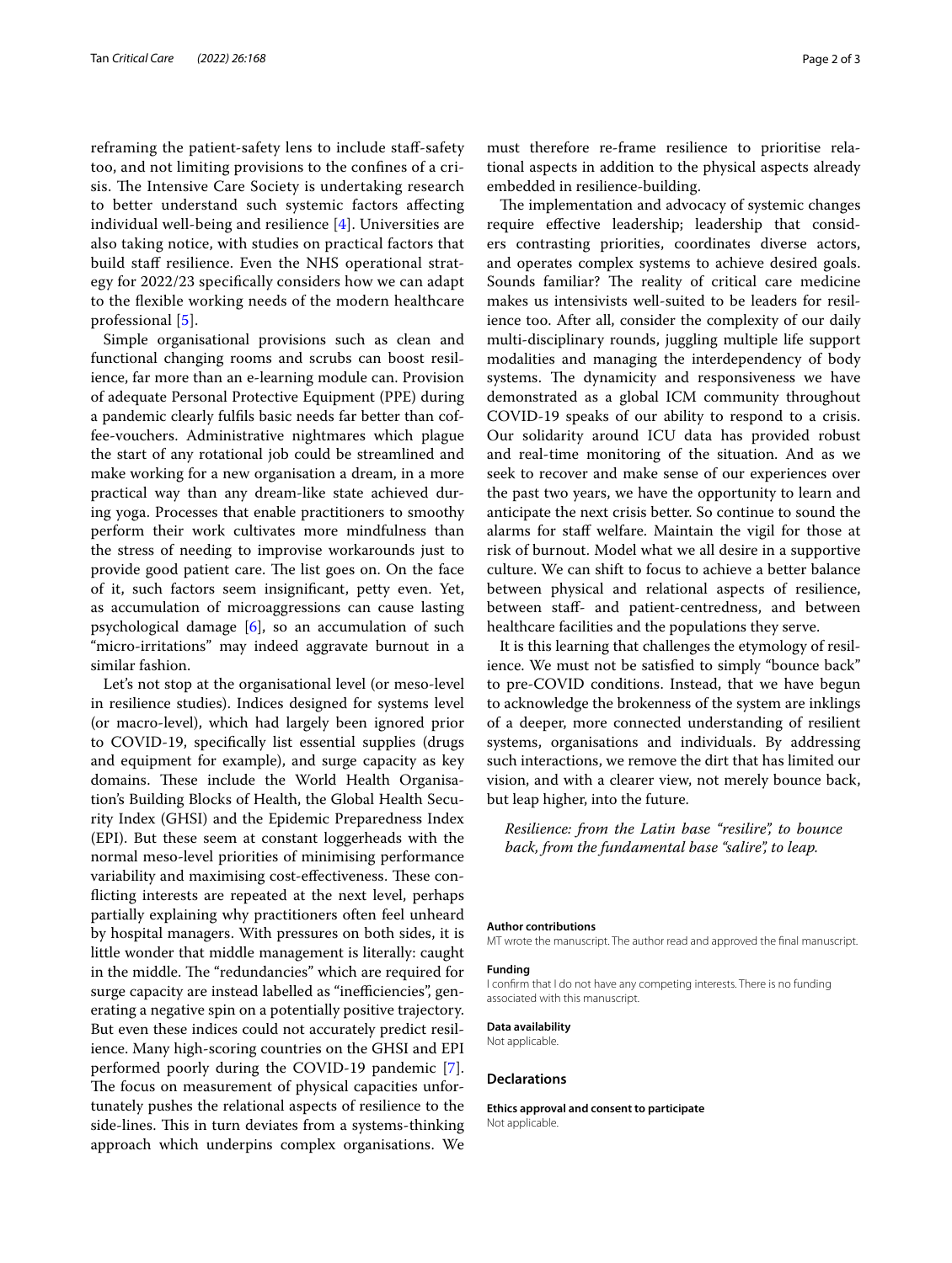reframing the patient-safety lens to include staff-safety too, and not limiting provisions to the confines of a crisis. The Intensive Care Society is undertaking research to better understand such systemic factors affecting individual well-being and resilience [4]. Universities are also taking notice, with studies on practical factors that build staff resilience. Even the NHS operational strategy for 2022/23 specifically considers how we can adapt to the flexible working needs of the modern healthcare professional [5].

Simple organisational provisions such as clean and functional changing rooms and scrubs can boost resilience, far more than an e-learning module can. Provision of adequate Personal Protective Equipment (PPE) during a pandemic clearly fulfils basic needs far better than coffee-vouchers. Administrative nightmares which plague the start of any rotational job could be streamlined and make working for a new organisation a dream, in a more practical way than any dream-like state achieved during yoga. Processes that enable practitioners to smoothy perform their work cultivates more mindfulness than the stress of needing to improvise workarounds just to provide good patient care. The list goes on. On the face of it, such factors seem insignificant, petty even. Yet, as accumulation of microaggressions can cause lasting psychological damage [6], so an accumulation of such "micro-irritations" may indeed aggravate burnout in a similar fashion.

Let's not stop at the organisational level (or meso-level in resilience studies). Indices designed for systems level (or macro-level), which had largely been ignored prior to COVID-19, specifically list essential supplies (drugs and equipment for example), and surge capacity as key domains. These include the World Health Organisation's Building Blocks of Health, the Global Health Security Index (GHSI) and the Epidemic Preparedness Index (EPI). But these seem at constant loggerheads with the normal meso-level priorities of minimising performance variability and maximising cost-effectiveness. These conflicting interests are repeated at the next level, perhaps partially explaining why practitioners often feel unheard by hospital managers. With pressures on both sides, it is little wonder that middle management is literally: caught in the middle. The "redundancies" which are required for surge capacity are instead labelled as "inefficiencies", generating a negative spin on a potentially positive trajectory. But even these indices could not accurately predict resilience. Many high-scoring countries on the GHSI and EPI performed poorly during the COVID-19 pandemic [7]. The focus on measurement of physical capacities unfortunately pushes the relational aspects of resilience to the side-lines. This in turn deviates from a systems-thinking approach which underpins complex organisations. We must therefore re-frame resilience to prioritise relational aspects in addition to the physical aspects already embedded in resilience-building.

The implementation and advocacy of systemic changes require effective leadership; leadership that considers contrasting priorities, coordinates diverse actors, and operates complex systems to achieve desired goals. Sounds familiar? The reality of critical care medicine makes us intensivists well-suited to be leaders for resilience too. After all, consider the complexity of our daily multi-disciplinary rounds, juggling multiple life support modalities and managing the interdependency of body systems. The dynamicity and responsiveness we have demonstrated as a global ICM community throughout COVID-19 speaks of our ability to respond to a crisis. Our solidarity around ICU data has provided robust and real-time monitoring of the situation. And as we seek to recover and make sense of our experiences over the past two years, we have the opportunity to learn and anticipate the next crisis better. So continue to sound the alarms for staff welfare. Maintain the vigil for those at risk of burnout. Model what we all desire in a supportive culture. We can shift to focus to achieve a better balance between physical and relational aspects of resilience, between staff- and patient-centredness, and between healthcare facilities and the populations they serve.

It is this learning that challenges the etymology of resilience. We must not be satisfied to simply "bounce back" to pre-COVID conditions. Instead, that we have begun to acknowledge the brokenness of the system are inklings of a deeper, more connected understanding of resilient systems, organisations and individuals. By addressing such interactions, we remove the dirt that has limited our vision, and with a clearer view, not merely bounce back, but leap higher, into the future.

*Resilience: from the Latin base "resilire", to bounce back, from the fundamental base "salire", to leap.*

**Author contributions**

MT wrote the manuscript. The author read and approved the final manuscript.

**Funding**

I confirm that I do not have any competing interests. There is no funding associated with this manuscript.

**Data availability**

Not applicable.

## Declarations

**Ethics approval and consent to participate**

Not applicable.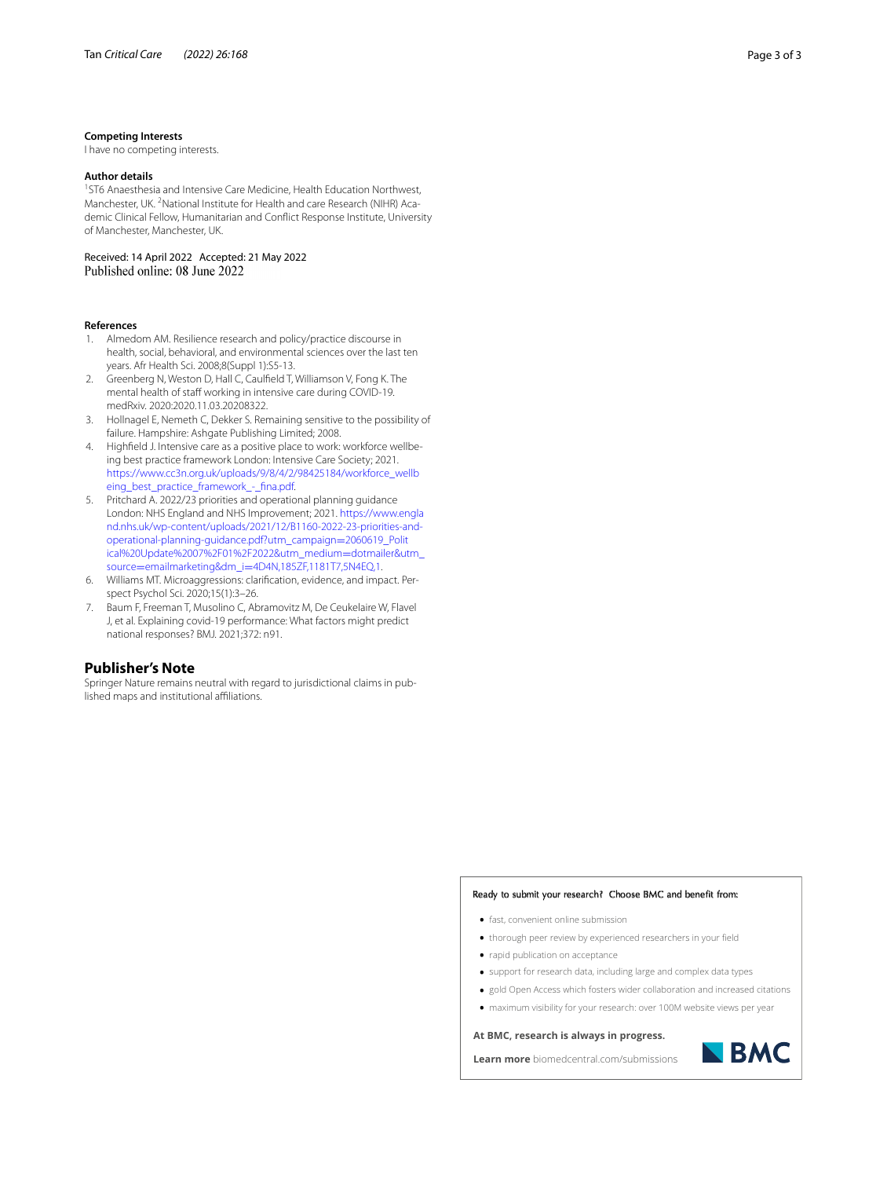### Competing Interests

I have no competing interests.

### Author details

[1]ST6 Anaesthesia and Intensive Care Medicine, Health Education Northwest, Manchester, UK. [2]National Institute for Health and care Research (NIHR) Academic Clinical Fellow, Humanitarian and Conflict Response Institute, University of Manchester, Manchester, UK.

Received: 14 April 2022 Accepted: 21 May 2022
Published online: 08 June 2022

### References

1. Almedom AM. Resilience research and policy/practice discourse in health, social, behavioral, and environmental sciences over the last ten years. Afr Health Sci. 2008;8(Suppl 1):S5-13.
2. Greenberg N, Weston D, Hall C, Caulfield T, Williamson V, Fong K. The mental health of staff working in intensive care during COVID-19. medRxiv. 2020:2020.11.03.20208322.
3. Hollnagel E, Nemeth C, Dekker S. Remaining sensitive to the possibility of failure. Hampshire: Ashgate Publishing Limited; 2008.
4. Highfield J. Intensive care as a positive place to work: workforce wellbeing best practice framework London: Intensive Care Society; 2021. https://www.cc3n.org.uk/uploads/9/8/4/2/98425184/workforce_wellbeing_best_practice_framework_-_fina.pdf.
5. Pritchard A. 2022/23 priorities and operational planning guidance London: NHS England and NHS Improvement; 2021. https://www.england.nhs.uk/wp-content/uploads/2021/12/B1160-2022-23-priorities-and-operational-planning-guidance.pdf?utm_campaign=2060619_Political%20Update%2007%2F01%2F2022&utm_medium=dotmailer&utm_source=emailmarketing&dm_i=4D4N,185ZF,1181T7,5N4EQ,1.
6. Williams MT. Microaggressions: clarification, evidence, and impact. Perspect Psychol Sci. 2020;15(1):3–26.
7. Baum F, Freeman T, Musolino C, Abramovitz M, De Ceukelaire W, Flavel J, et al. Explaining covid-19 performance: What factors might predict national responses? BMJ. 2021;372: n91.

## Publisher's Note

Springer Nature remains neutral with regard to jurisdictional claims in published maps and institutional affiliations.

Ready to submit your research? Choose BMC and benefit from:

- fast, convenient online submission
- thorough peer review by experienced researchers in your field
- rapid publication on acceptance
- support for research data, including large and complex data types
- gold Open Access which fosters wider collaboration and increased citations
- maximum visibility for your research: over 100M website views per year

**At BMC, research is always in progress.**

**Learn more** biomedcentral.com/submissions

BMC